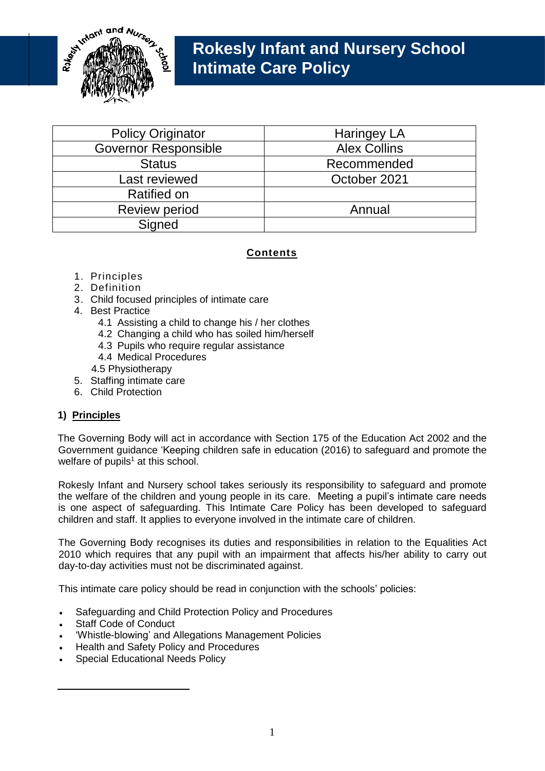# Rokesly Infant and Nursery School
# Intimate Care Policy

| Policy Originator | Haringey LA |
|---|---|
| Governor Responsible | Alex Collins |
| Status | Recommended |
| Last reviewed | October 2021 |
| Ratified on | |
| Review period | Annual |
| Signed | |

**Contents**

1. Principles
2. Definition
3. Child focused principles of intimate care
4. Best Practice
   - 4.1 Assisting a child to change his / her clothes
   - 4.2 Changing a child who has soiled him/herself
   - 4.3 Pupils who require regular assistance
   - 4.4 Medical Procedures
   - 4.5 Physiotherapy
5. Staffing intimate care
6. Child Protection

## 1) Principles

The Governing Body will act in accordance with Section 175 of the Education Act 2002 and the Government guidance 'Keeping children safe in education (2016) to safeguard and promote the welfare of pupils[1] at this school.

Rokesly Infant and Nursery school takes seriously its responsibility to safeguard and promote the welfare of the children and young people in its care. Meeting a pupil's intimate care needs is one aspect of safeguarding. This Intimate Care Policy has been developed to safeguard children and staff. It applies to everyone involved in the intimate care of children.

The Governing Body recognises its duties and responsibilities in relation to the Equalities Act 2010 which requires that any pupil with an impairment that affects his/her ability to carry out day-to-day activities must not be discriminated against.

This intimate care policy should be read in conjunction with the schools' policies:

- Safeguarding and Child Protection Policy and Procedures
- Staff Code of Conduct
- 'Whistle-blowing' and Allegations Management Policies
- Health and Safety Policy and Procedures
- Special Educational Needs Policy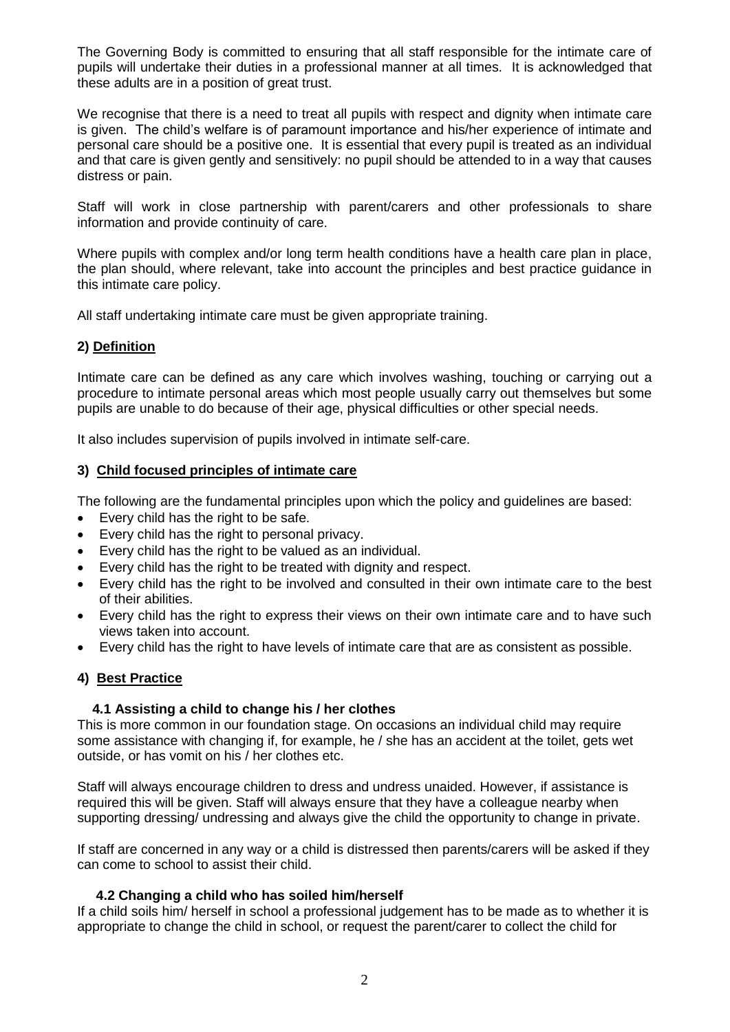The Governing Body is committed to ensuring that all staff responsible for the intimate care of pupils will undertake their duties in a professional manner at all times. It is acknowledged that these adults are in a position of great trust.

We recognise that there is a need to treat all pupils with respect and dignity when intimate care is given. The child's welfare is of paramount importance and his/her experience of intimate and personal care should be a positive one. It is essential that every pupil is treated as an individual and that care is given gently and sensitively: no pupil should be attended to in a way that causes distress or pain.

Staff will work in close partnership with parent/carers and other professionals to share information and provide continuity of care.

Where pupils with complex and/or long term health conditions have a health care plan in place, the plan should, where relevant, take into account the principles and best practice guidance in this intimate care policy.

All staff undertaking intimate care must be given appropriate training.

## 2) Definition

Intimate care can be defined as any care which involves washing, touching or carrying out a procedure to intimate personal areas which most people usually carry out themselves but some pupils are unable to do because of their age, physical difficulties or other special needs.

It also includes supervision of pupils involved in intimate self-care.

## 3) Child focused principles of intimate care

The following are the fundamental principles upon which the policy and guidelines are based:

- Every child has the right to be safe.
- Every child has the right to personal privacy.
- Every child has the right to be valued as an individual.
- Every child has the right to be treated with dignity and respect.
- Every child has the right to be involved and consulted in their own intimate care to the best of their abilities.
- Every child has the right to express their views on their own intimate care and to have such views taken into account.
- Every child has the right to have levels of intimate care that are as consistent as possible.

## 4) Best Practice

### 4.1 Assisting a child to change his / her clothes

This is more common in our foundation stage. On occasions an individual child may require some assistance with changing if, for example, he / she has an accident at the toilet, gets wet outside, or has vomit on his / her clothes etc.

Staff will always encourage children to dress and undress unaided. However, if assistance is required this will be given. Staff will always ensure that they have a colleague nearby when supporting dressing/ undressing and always give the child the opportunity to change in private.

If staff are concerned in any way or a child is distressed then parents/carers will be asked if they can come to school to assist their child.

### 4.2 Changing a child who has soiled him/herself

If a child soils him/ herself in school a professional judgement has to be made as to whether it is appropriate to change the child in school, or request the parent/carer to collect the child for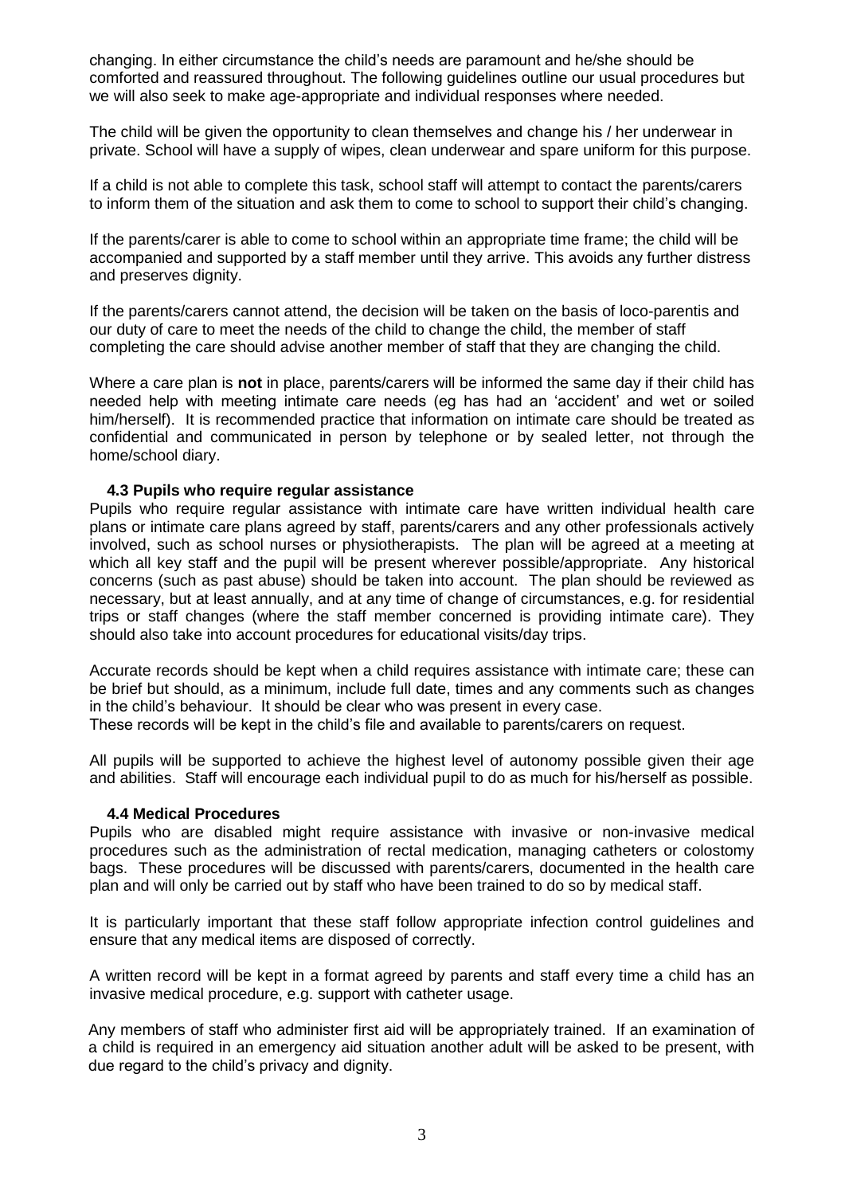changing. In either circumstance the child's needs are paramount and he/she should be comforted and reassured throughout. The following guidelines outline our usual procedures but we will also seek to make age-appropriate and individual responses where needed.

The child will be given the opportunity to clean themselves and change his / her underwear in private. School will have a supply of wipes, clean underwear and spare uniform for this purpose.

If a child is not able to complete this task, school staff will attempt to contact the parents/carers to inform them of the situation and ask them to come to school to support their child's changing.

If the parents/carer is able to come to school within an appropriate time frame; the child will be accompanied and supported by a staff member until they arrive. This avoids any further distress and preserves dignity.

If the parents/carers cannot attend, the decision will be taken on the basis of loco-parentis and our duty of care to meet the needs of the child to change the child, the member of staff completing the care should advise another member of staff that they are changing the child.

Where a care plan is **not** in place, parents/carers will be informed the same day if their child has needed help with meeting intimate care needs (eg has had an 'accident' and wet or soiled him/herself). It is recommended practice that information on intimate care should be treated as confidential and communicated in person by telephone or by sealed letter, not through the home/school diary.

### 4.3 Pupils who require regular assistance

Pupils who require regular assistance with intimate care have written individual health care plans or intimate care plans agreed by staff, parents/carers and any other professionals actively involved, such as school nurses or physiotherapists. The plan will be agreed at a meeting at which all key staff and the pupil will be present wherever possible/appropriate. Any historical concerns (such as past abuse) should be taken into account. The plan should be reviewed as necessary, but at least annually, and at any time of change of circumstances, e.g. for residential trips or staff changes (where the staff member concerned is providing intimate care). They should also take into account procedures for educational visits/day trips.

Accurate records should be kept when a child requires assistance with intimate care; these can be brief but should, as a minimum, include full date, times and any comments such as changes in the child's behaviour. It should be clear who was present in every case.
These records will be kept in the child's file and available to parents/carers on request.

All pupils will be supported to achieve the highest level of autonomy possible given their age and abilities. Staff will encourage each individual pupil to do as much for his/herself as possible.

### 4.4 Medical Procedures

Pupils who are disabled might require assistance with invasive or non-invasive medical procedures such as the administration of rectal medication, managing catheters or colostomy bags. These procedures will be discussed with parents/carers, documented in the health care plan and will only be carried out by staff who have been trained to do so by medical staff.

It is particularly important that these staff follow appropriate infection control guidelines and ensure that any medical items are disposed of correctly.

A written record will be kept in a format agreed by parents and staff every time a child has an invasive medical procedure, e.g. support with catheter usage.

Any members of staff who administer first aid will be appropriately trained. If an examination of a child is required in an emergency aid situation another adult will be asked to be present, with due regard to the child's privacy and dignity.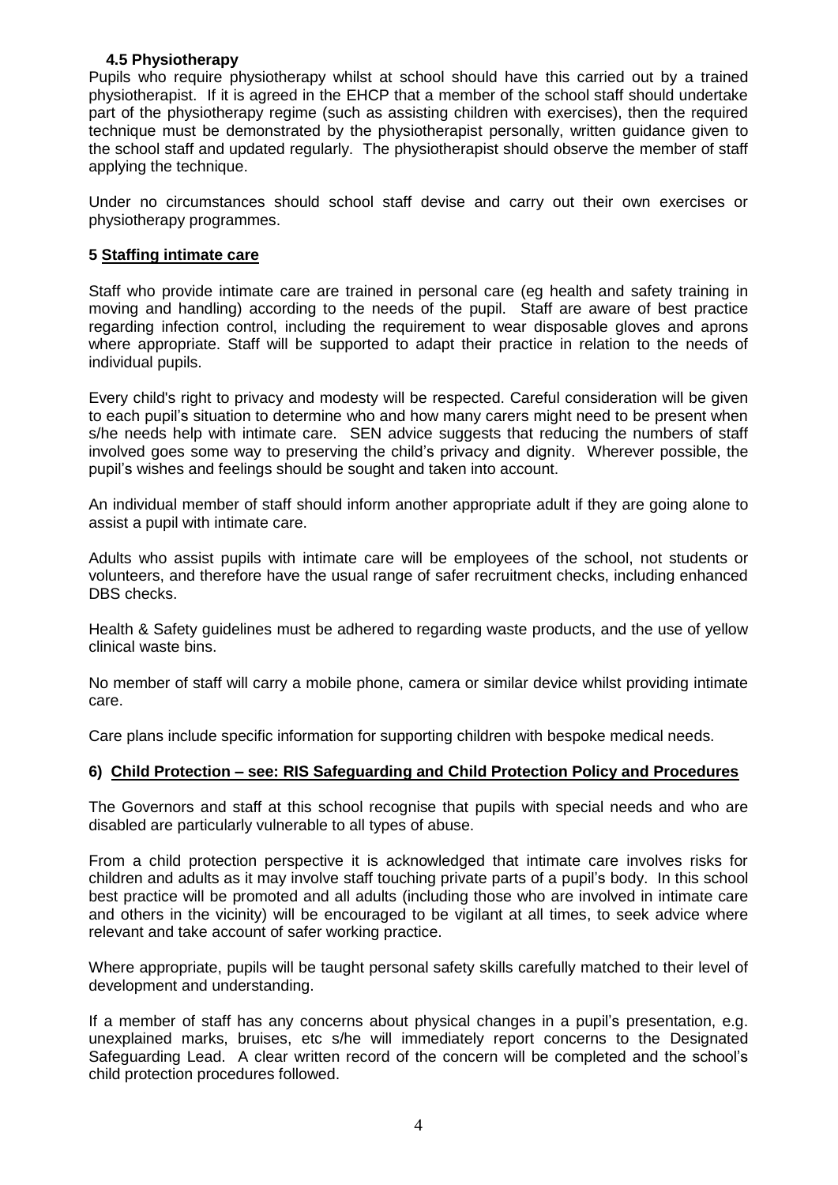### 4.5 Physiotherapy

Pupils who require physiotherapy whilst at school should have this carried out by a trained physiotherapist. If it is agreed in the EHCP that a member of the school staff should undertake part of the physiotherapy regime (such as assisting children with exercises), then the required technique must be demonstrated by the physiotherapist personally, written guidance given to the school staff and updated regularly. The physiotherapist should observe the member of staff applying the technique.

Under no circumstances should school staff devise and carry out their own exercises or physiotherapy programmes.

## 5 Staffing intimate care

Staff who provide intimate care are trained in personal care (eg health and safety training in moving and handling) according to the needs of the pupil. Staff are aware of best practice regarding infection control, including the requirement to wear disposable gloves and aprons where appropriate. Staff will be supported to adapt their practice in relation to the needs of individual pupils.

Every child's right to privacy and modesty will be respected. Careful consideration will be given to each pupil's situation to determine who and how many carers might need to be present when s/he needs help with intimate care. SEN advice suggests that reducing the numbers of staff involved goes some way to preserving the child's privacy and dignity. Wherever possible, the pupil's wishes and feelings should be sought and taken into account.

An individual member of staff should inform another appropriate adult if they are going alone to assist a pupil with intimate care.

Adults who assist pupils with intimate care will be employees of the school, not students or volunteers, and therefore have the usual range of safer recruitment checks, including enhanced DBS checks.

Health & Safety guidelines must be adhered to regarding waste products, and the use of yellow clinical waste bins.

No member of staff will carry a mobile phone, camera or similar device whilst providing intimate care.

Care plans include specific information for supporting children with bespoke medical needs.

## 6) Child Protection – see: RIS Safeguarding and Child Protection Policy and Procedures

The Governors and staff at this school recognise that pupils with special needs and who are disabled are particularly vulnerable to all types of abuse.

From a child protection perspective it is acknowledged that intimate care involves risks for children and adults as it may involve staff touching private parts of a pupil's body. In this school best practice will be promoted and all adults (including those who are involved in intimate care and others in the vicinity) will be encouraged to be vigilant at all times, to seek advice where relevant and take account of safer working practice.

Where appropriate, pupils will be taught personal safety skills carefully matched to their level of development and understanding.

If a member of staff has any concerns about physical changes in a pupil's presentation, e.g. unexplained marks, bruises, etc s/he will immediately report concerns to the Designated Safeguarding Lead. A clear written record of the concern will be completed and the school's child protection procedures followed.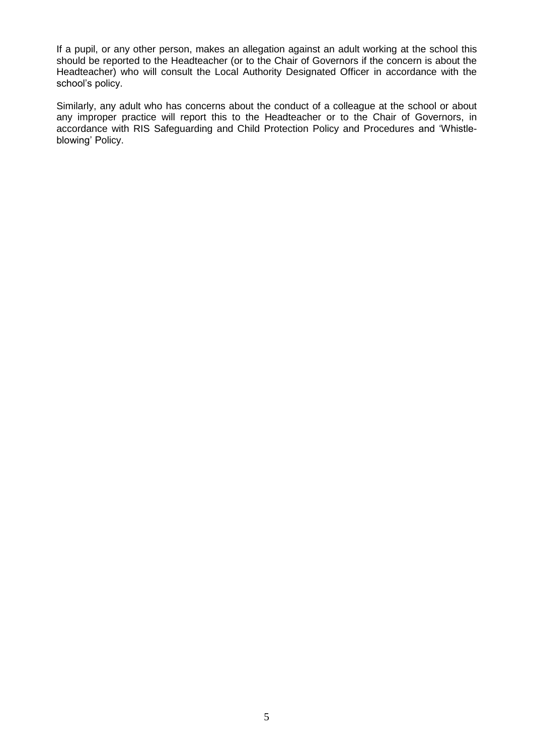If a pupil, or any other person, makes an allegation against an adult working at the school this should be reported to the Headteacher (or to the Chair of Governors if the concern is about the Headteacher) who will consult the Local Authority Designated Officer in accordance with the school's policy.

Similarly, any adult who has concerns about the conduct of a colleague at the school or about any improper practice will report this to the Headteacher or to the Chair of Governors, in accordance with RIS Safeguarding and Child Protection Policy and Procedures and 'Whistle-blowing' Policy.